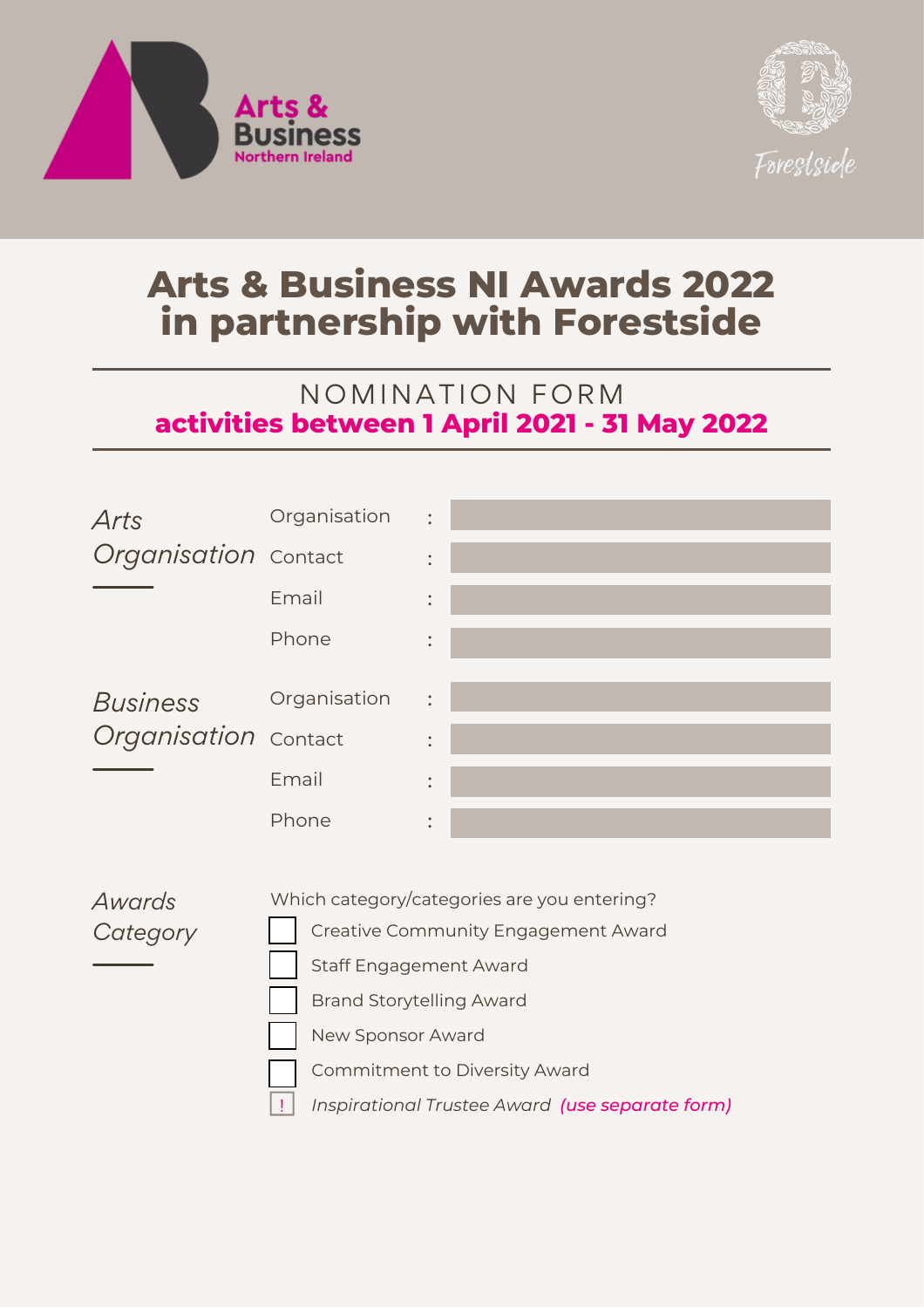Arts & Business Northern Ireland

Forestside

# Arts & Business NI Awards 2022 in partnership with Forestside

## NOMINATION FORM

**activities between 1 April 2021 - 31 May 2022**

### *Arts Organisation*

| | | |
|---|---|---|
| Organisation | : | |
| Contact | : | |
| Email | : | |
| Phone | : | |

### *Business Organisation*

| | | |
|---|---|---|
| Organisation | : | |
| Contact | : | |
| Email | : | |
| Phone | : | |

### *Awards Category*

Which category/categories are you entering?

- [ ] Creative Community Engagement Award
- [ ] Staff Engagement Award
- [ ] Brand Storytelling Award
- [ ] New Sponsor Award
- [ ] Commitment to Diversity Award
- ! *Inspirational Trustee Award* ***(use separate form)***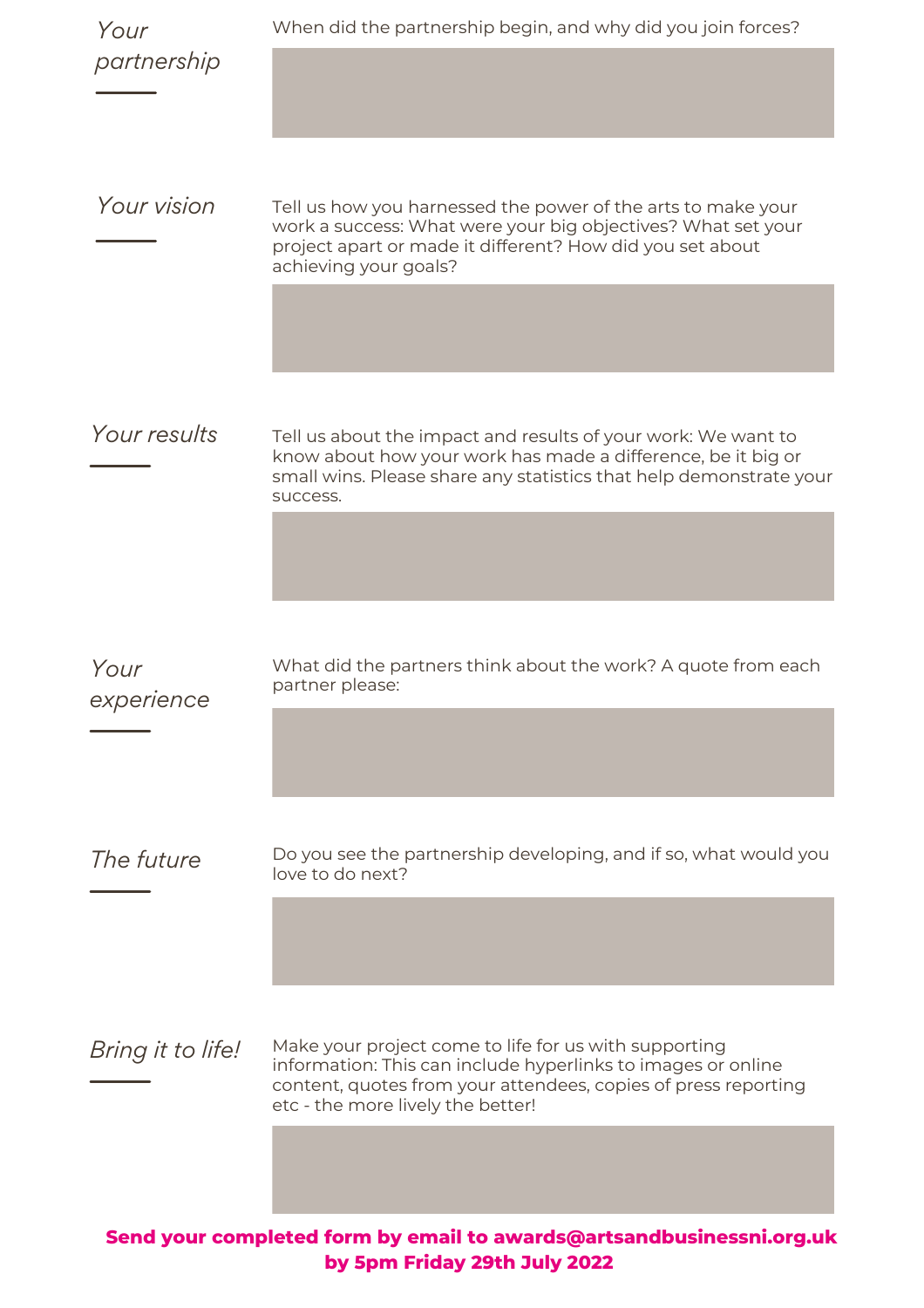## *Your partnership*

When did the partnership begin, and why did you join forces?

## *Your vision*

Tell us how you harnessed the power of the arts to make your work a success: What were your big objectives? What set your project apart or made it different? How did you set about achieving your goals?

## *Your results*

Tell us about the impact and results of your work: We want to know about how your work has made a difference, be it big or small wins. Please share any statistics that help demonstrate your success.

## *Your experience*

What did the partners think about the work? A quote from each partner please:

## *The future*

Do you see the partnership developing, and if so, what would you love to do next?

## *Bring it to life!*

Make your project come to life for us with supporting information: This can include hyperlinks to images or online content, quotes from your attendees, copies of press reporting etc - the more lively the better!

**Send your completed form by email to awards@artsandbusinessni.org.uk by 5pm Friday 29th July 2022**